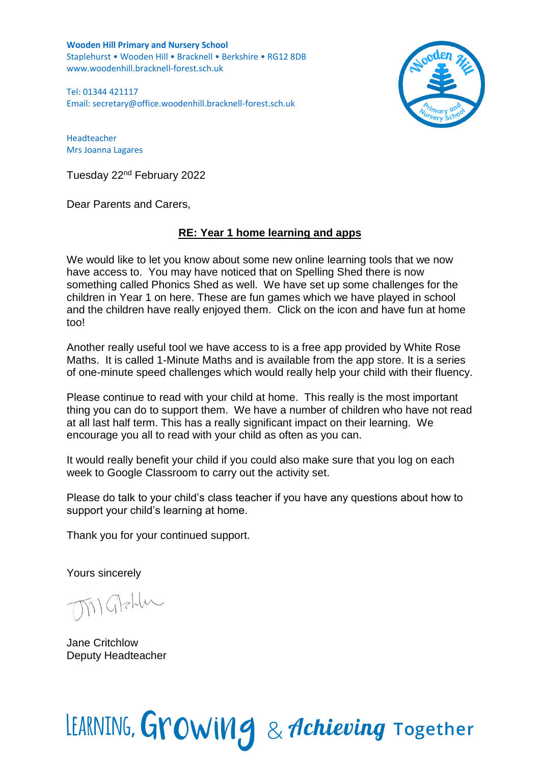**Wooden Hill Primary and Nursery School**
Staplehurst • Wooden Hill • Bracknell • Berkshire • RG12 8DB
www.woodenhill.bracknell-forest.sch.uk

Tel: 01344 421117
Email: secretary@office.woodenhill.bracknell-forest.sch.uk

Headteacher
Mrs Joanna Lagares

Tuesday 22nd February 2022

Dear Parents and Carers,

**RE: Year 1 home learning and apps**

We would like to let you know about some new online learning tools that we now have access to. You may have noticed that on Spelling Shed there is now something called Phonics Shed as well. We have set up some challenges for the children in Year 1 on here. These are fun games which we have played in school and the children have really enjoyed them. Click on the icon and have fun at home too!

Another really useful tool we have access to is a free app provided by White Rose Maths. It is called 1-Minute Maths and is available from the app store. It is a series of one-minute speed challenges which would really help your child with their fluency.

Please continue to read with your child at home. This really is the most important thing you can do to support them. We have a number of children who have not read at all last half term. This has a really significant impact on their learning. We encourage you all to read with your child as often as you can.

It would really benefit your child if you could also make sure that you log on each week to Google Classroom to carry out the activity set.

Please do talk to your child's class teacher if you have any questions about how to support your child's learning at home.

Thank you for your continued support.

Yours sincerely

Jane Critchlow
Deputy Headteacher

LEARNING, Growing & Achieving Together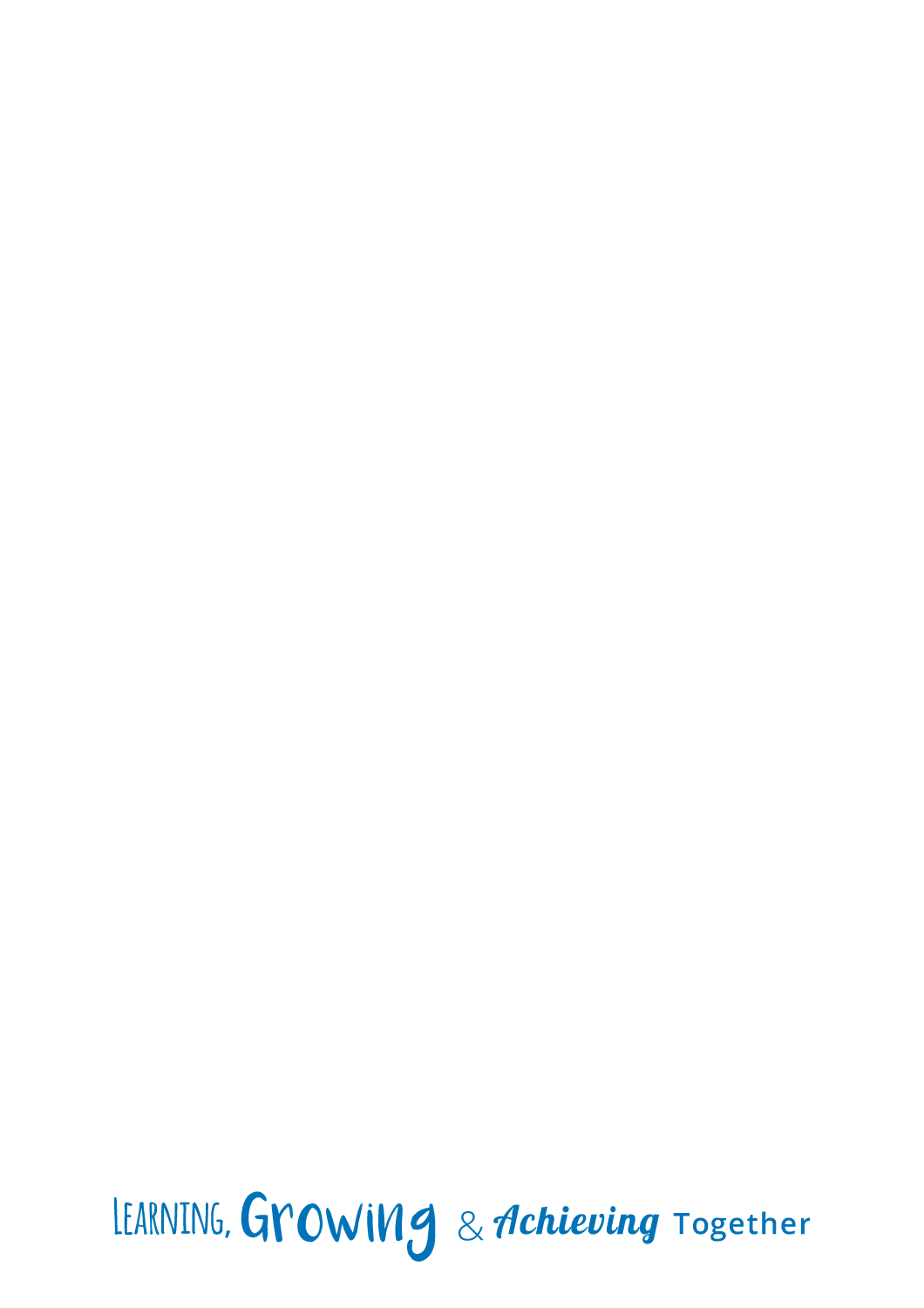Learning, Growing & Achieving Together